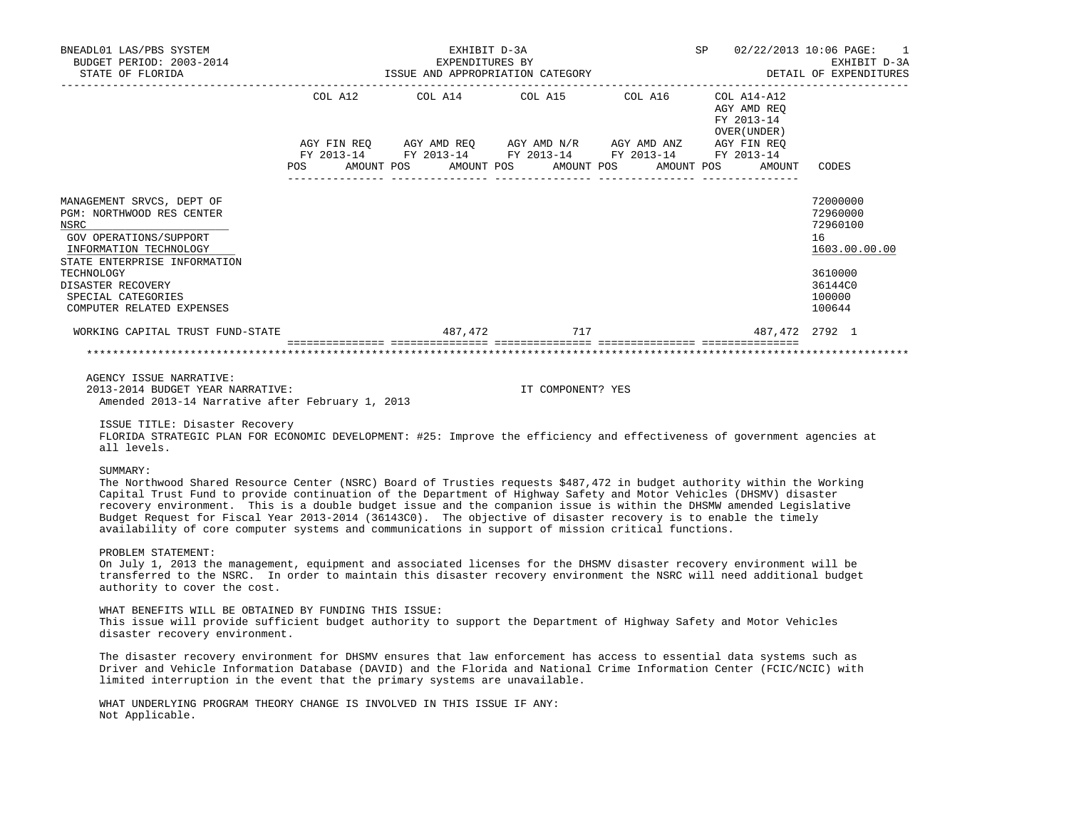BNEADL01 LAS/PBS SYSTEM
BUDGET PERIOD: 2003-2014
STATE OF FLORIDA

EXHIBIT D-3A
EXPENDITURES BY
ISSUE AND APPROPRIATION CATEGORY

SP 02/22/2013 10:06
EXHIBIT D-3A
DETAIL OF EXPENDITURES

| | COL A12 AGY FIN REQ FY 2013-14 POS AMOUNT | COL A14 AGY AMD REQ FY 2013-14 POS AMOUNT | COL A15 AGY AMD N/R FY 2013-14 POS AMOUNT | COL A16 AGY AMD ANZ FY 2013-14 POS AMOUNT | COL A14-A12 AGY AMD REQ FY 2013-14 OVER(UNDER) AGY FIN REQ FY 2013-14 POS AMOUNT | CODES |
|---|---|---|---|---|---|---|
| MANAGEMENT SRVCS, DEPT OF | | | | | | 72000000 |
| PGM: NORTHWOOD RES CENTER | | | | | | 72960000 |
| NSRC | | | | | | 72960100 |
| GOV OPERATIONS/SUPPORT | | | | | | 16 |
| INFORMATION TECHNOLOGY | | | | | | 1603.00.00.00 |
| STATE ENTERPRISE INFORMATION TECHNOLOGY | | | | | | 3610000 |
| DISASTER RECOVERY | | | | | | 36144C0 |
| SPECIAL CATEGORIES | | | | | | 100000 |
| COMPUTER RELATED EXPENSES | | | | | | 100644 |
| WORKING CAPITAL TRUST FUND-STATE | | 487,472 | 717 | | 487,472 | 2792 1 |

AGENCY ISSUE NARRATIVE:
2013-2014 BUDGET YEAR NARRATIVE: IT COMPONENT? YES
Amended 2013-14 Narrative after February 1, 2013

ISSUE TITLE: Disaster Recovery
FLORIDA STRATEGIC PLAN FOR ECONOMIC DEVELOPMENT: #25: Improve the efficiency and effectiveness of government agencies at all levels.

SUMMARY:
The Northwood Shared Resource Center (NSRC) Board of Trusties requests $487,472 in budget authority within the Working Capital Trust Fund to provide continuation of the Department of Highway Safety and Motor Vehicles (DHSMV) disaster recovery environment. This is a double budget issue and the companion issue is within the DHSMW amended Legislative Budget Request for Fiscal Year 2013-2014 (36143C0). The objective of disaster recovery is to enable the timely availability of core computer systems and communications in support of mission critical functions.

PROBLEM STATEMENT:
On July 1, 2013 the management, equipment and associated licenses for the DHSMV disaster recovery environment will be transferred to the NSRC. In order to maintain this disaster recovery environment the NSRC will need additional budget authority to cover the cost.

WHAT BENEFITS WILL BE OBTAINED BY FUNDING THIS ISSUE:
This issue will provide sufficient budget authority to support the Department of Highway Safety and Motor Vehicles disaster recovery environment.

The disaster recovery environment for DHSMV ensures that law enforcement has access to essential data systems such as Driver and Vehicle Information Database (DAVID) and the Florida and National Crime Information Center (FCIC/NCIC) with limited interruption in the event that the primary systems are unavailable.

WHAT UNDERLYING PROGRAM THEORY CHANGE IS INVOLVED IN THIS ISSUE IF ANY:
Not Applicable.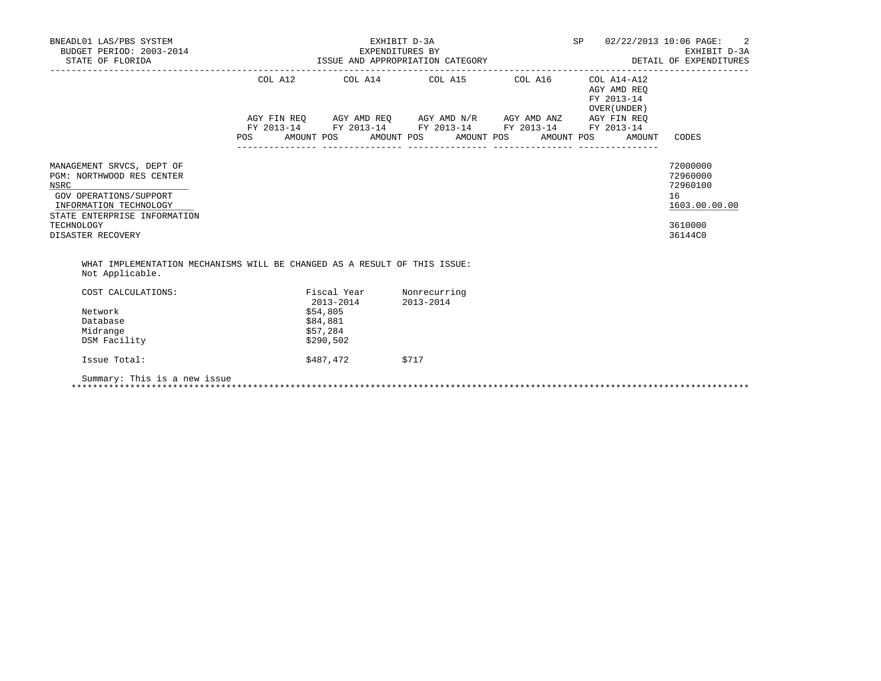| | COL A12 | COL A14 | COL A15 | COL A16 | COL A14-A12 | |
|---|---|---|---|---|---|---|
| | AGY FIN REQ FY 2013-14 | AGY AMD REQ FY 2013-14 | AGY AMD N/R FY 2013-14 | AGY AMD ANZ FY 2013-14 | AGY AMD REQ FY 2013-14 OVER(UNDER) AGY FIN REQ FY 2013-14 | |
| | POS AMOUNT | POS AMOUNT | POS AMOUNT | POS AMOUNT | POS AMOUNT | CODES |
| MANAGEMENT SRVCS, DEPT OF | | | | | | 72000000 |
| PGM: NORTHWOOD RES CENTER | | | | | | 72960000 |
| NSRC | | | | | | 72960100 |
| GOV OPERATIONS/SUPPORT | | | | | | 16 |
| INFORMATION TECHNOLOGY | | | | | | 1603.00.00.00 |
| STATE ENTERPRISE INFORMATION TECHNOLOGY | | | | | | 3610000 |
| DISASTER RECOVERY | | | | | | 36144C0 |

WHAT IMPLEMENTATION MECHANISMS WILL BE CHANGED AS A RESULT OF THIS ISSUE:
Not Applicable.

| COST CALCULATIONS: | Fiscal Year 2013-2014 | Nonrecurring 2013-2014 |
|---|---|---|
| Network | $54,805 | |
| Database | $84,881 | |
| Midrange | $57,284 | |
| DSM Facility | $290,502 | |
| Issue Total: | $487,472 | $717 |

Summary: This is a new issue

************************************************************************************************************************************